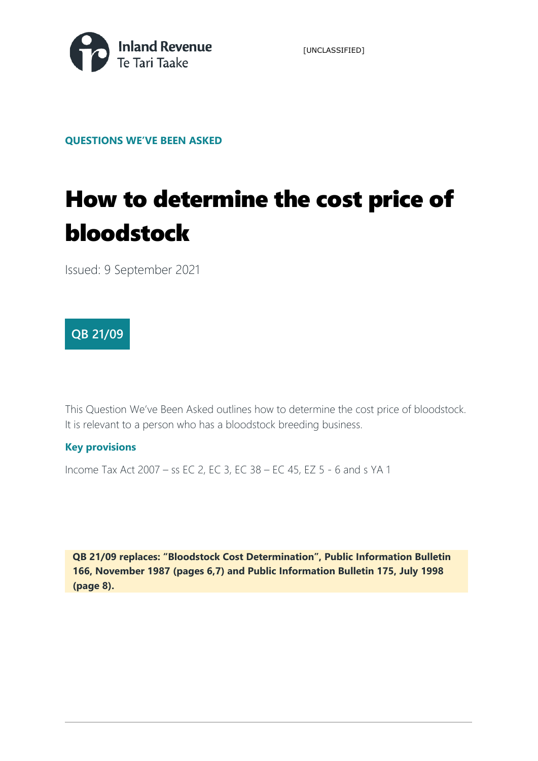Inland Revenue
Te Tari Taake

[UNCLASSIFIED]

**QUESTIONS WE'VE BEEN ASKED**

# How to determine the cost price of bloodstock

Issued: 9 September 2021

**QB 21/09**

This Question We've Been Asked outlines how to determine the cost price of bloodstock. It is relevant to a person who has a bloodstock breeding business.

### Key provisions

Income Tax Act 2007 – ss EC 2, EC 3, EC 38 – EC 45, EZ 5 - 6 and s YA 1

**QB 21/09 replaces: "Bloodstock Cost Determination", Public Information Bulletin 166, November 1987 (pages 6,7) and Public Information Bulletin 175, July 1998 (page 8).**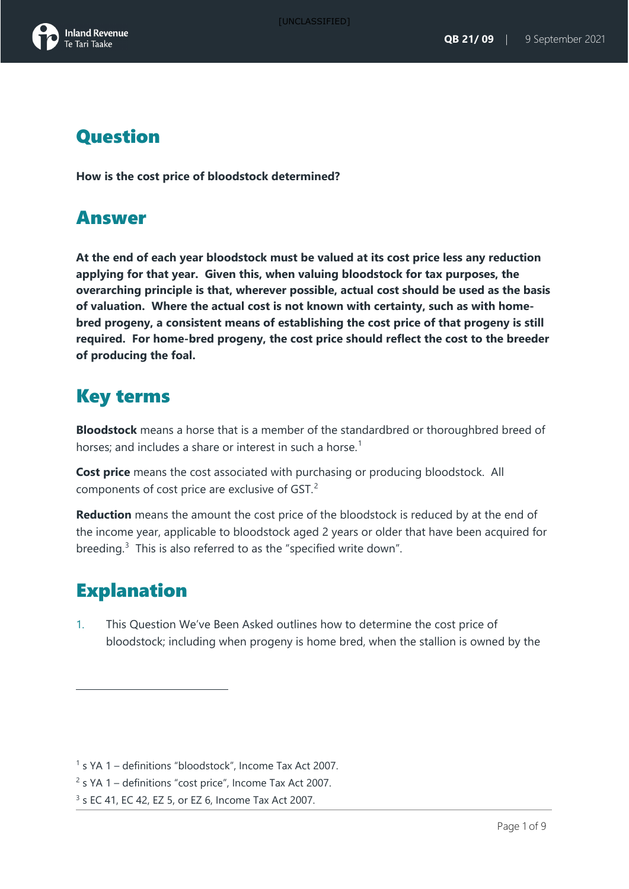# Question

**How is the cost price of bloodstock determined?**

# Answer

**At the end of each year bloodstock must be valued at its cost price less any reduction applying for that year. Given this, when valuing bloodstock for tax purposes, the overarching principle is that, wherever possible, actual cost should be used as the basis of valuation. Where the actual cost is not known with certainty, such as with home-bred progeny, a consistent means of establishing the cost price of that progeny is still required. For home-bred progeny, the cost price should reflect the cost to the breeder of producing the foal.**

# Key terms

**Bloodstock** means a horse that is a member of the standardbred or thoroughbred breed of horses; and includes a share or interest in such a horse.[1]

**Cost price** means the cost associated with purchasing or producing bloodstock. All components of cost price are exclusive of GST.[2]

**Reduction** means the amount the cost price of the bloodstock is reduced by at the end of the income year, applicable to bloodstock aged 2 years or older that have been acquired for breeding.[3] This is also referred to as the "specified write down".

# Explanation

1. This Question We've Been Asked outlines how to determine the cost price of bloodstock; including when progeny is home bred, when the stallion is owned by the

---

[1] s YA 1 – definitions "bloodstock", Income Tax Act 2007.

[2] s YA 1 – definitions "cost price", Income Tax Act 2007.

[3] s EC 41, EC 42, EZ 5, or EZ 6, Income Tax Act 2007.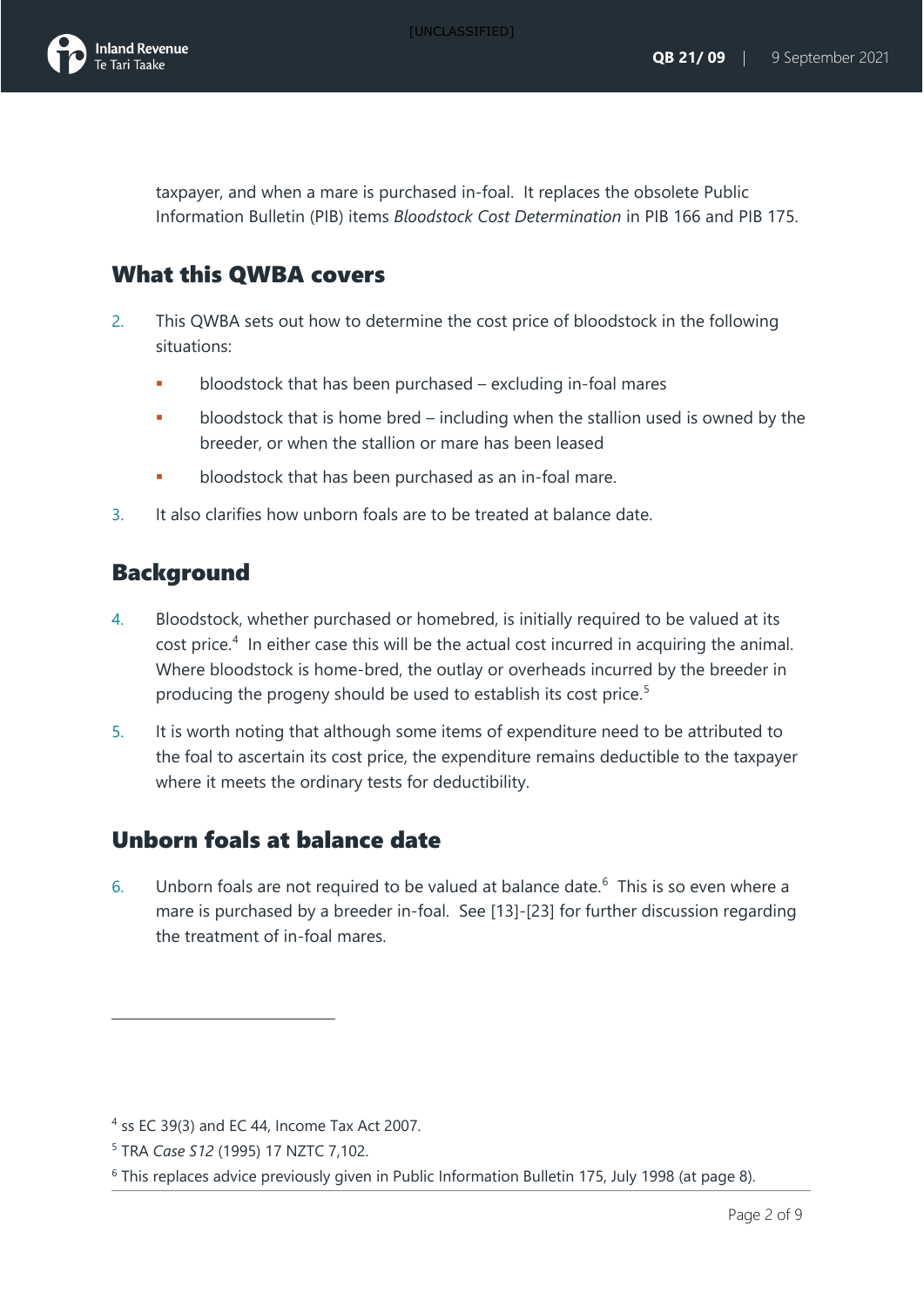taxpayer, and when a mare is purchased in-foal. It replaces the obsolete Public Information Bulletin (PIB) items *Bloodstock Cost Determination* in PIB 166 and PIB 175.

## What this QWBA covers

2. This QWBA sets out how to determine the cost price of bloodstock in the following situations:
   - bloodstock that has been purchased – excluding in-foal mares
   - bloodstock that is home bred – including when the stallion used is owned by the breeder, or when the stallion or mare has been leased
   - bloodstock that has been purchased as an in-foal mare.
3. It also clarifies how unborn foals are to be treated at balance date.

## Background

4. Bloodstock, whether purchased or homebred, is initially required to be valued at its cost price.[4] In either case this will be the actual cost incurred in acquiring the animal. Where bloodstock is home-bred, the outlay or overheads incurred by the breeder in producing the progeny should be used to establish its cost price.[5]
5. It is worth noting that although some items of expenditure need to be attributed to the foal to ascertain its cost price, the expenditure remains deductible to the taxpayer where it meets the ordinary tests for deductibility.

## Unborn foals at balance date

6. Unborn foals are not required to be valued at balance date.[6] This is so even where a mare is purchased by a breeder in-foal. See [13]-[23] for further discussion regarding the treatment of in-foal mares.

---

[4] ss EC 39(3) and EC 44, Income Tax Act 2007.

[5] TRA *Case S12* (1995) 17 NZTC 7,102.

[6] This replaces advice previously given in Public Information Bulletin 175, July 1998 (at page 8).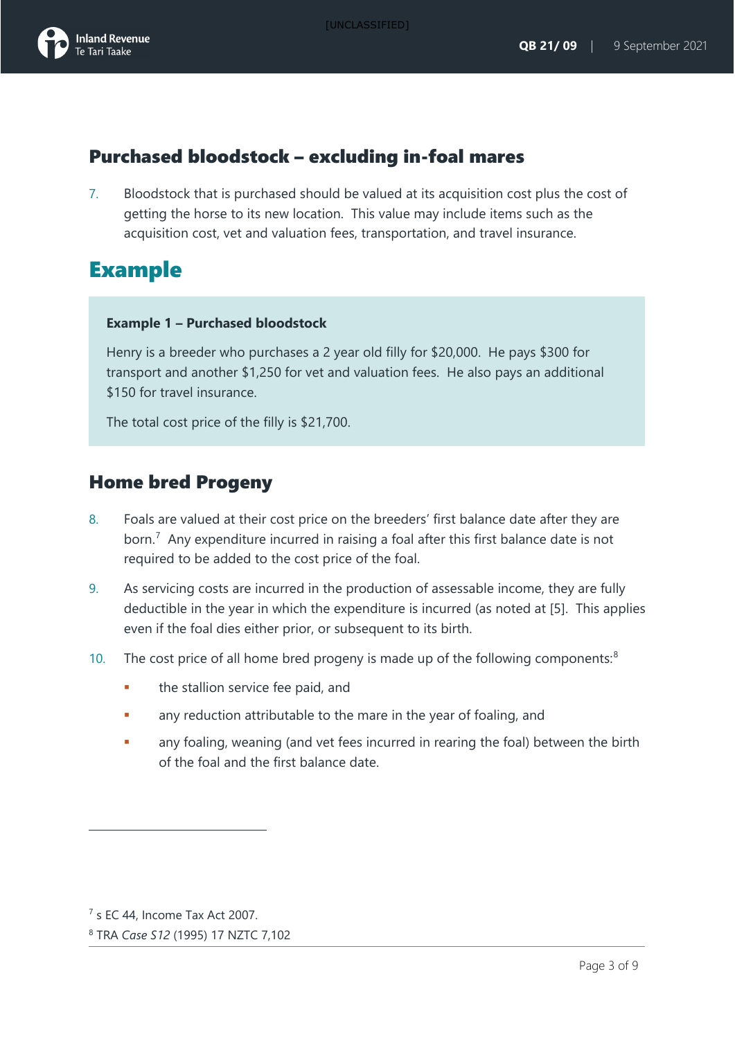## Purchased bloodstock – excluding in-foal mares

7. Bloodstock that is purchased should be valued at its acquisition cost plus the cost of getting the horse to its new location. This value may include items such as the acquisition cost, vet and valuation fees, transportation, and travel insurance.

# Example

**Example 1 – Purchased bloodstock**

Henry is a breeder who purchases a 2 year old filly for $20,000. He pays $300 for transport and another $1,250 for vet and valuation fees. He also pays an additional $150 for travel insurance.

The total cost price of the filly is $21,700.

## Home bred Progeny

8. Foals are valued at their cost price on the breeders' first balance date after they are born.[7] Any expenditure incurred in raising a foal after this first balance date is not required to be added to the cost price of the foal.

9. As servicing costs are incurred in the production of assessable income, they are fully deductible in the year in which the expenditure is incurred (as noted at [5]. This applies even if the foal dies either prior, or subsequent to its birth.

10. The cost price of all home bred progeny is made up of the following components:[8]

    - the stallion service fee paid, and
    - any reduction attributable to the mare in the year of foaling, and
    - any foaling, weaning (and vet fees incurred in rearing the foal) between the birth of the foal and the first balance date.

[7] s EC 44, Income Tax Act 2007.

[8] TRA *Case S12* (1995) 17 NZTC 7,102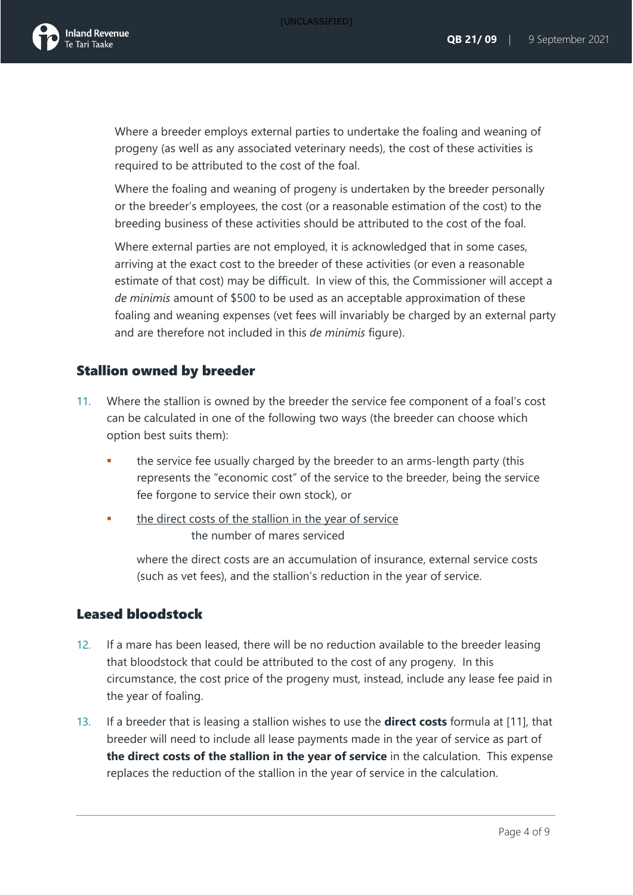Where a breeder employs external parties to undertake the foaling and weaning of progeny (as well as any associated veterinary needs), the cost of these activities is required to be attributed to the cost of the foal.

Where the foaling and weaning of progeny is undertaken by the breeder personally or the breeder's employees, the cost (or a reasonable estimation of the cost) to the breeding business of these activities should be attributed to the cost of the foal.

Where external parties are not employed, it is acknowledged that in some cases, arriving at the exact cost to the breeder of these activities (or even a reasonable estimate of that cost) may be difficult. In view of this, the Commissioner will accept a *de minimis* amount of $500 to be used as an acceptable approximation of these foaling and weaning expenses (vet fees will invariably be charged by an external party and are therefore not included in this *de minimis* figure).

## Stallion owned by breeder

11. Where the stallion is owned by the breeder the service fee component of a foal's cost can be calculated in one of the following two ways (the breeder can choose which option best suits them):

    - the service fee usually charged by the breeder to an arms-length party (this represents the "economic cost" of the service to the breeder, being the service fee forgone to service their own stock), or
    - $$\frac{\text{the direct costs of the stallion in the year of service}}{\text{the number of mares serviced}}$$

      where the direct costs are an accumulation of insurance, external service costs (such as vet fees), and the stallion's reduction in the year of service.

## Leased bloodstock

12. If a mare has been leased, there will be no reduction available to the breeder leasing that bloodstock that could be attributed to the cost of any progeny. In this circumstance, the cost price of the progeny must, instead, include any lease fee paid in the year of foaling.

13. If a breeder that is leasing a stallion wishes to use the **direct costs** formula at [11], that breeder will need to include all lease payments made in the year of service as part of **the direct costs of the stallion in the year of service** in the calculation. This expense replaces the reduction of the stallion in the year of service in the calculation.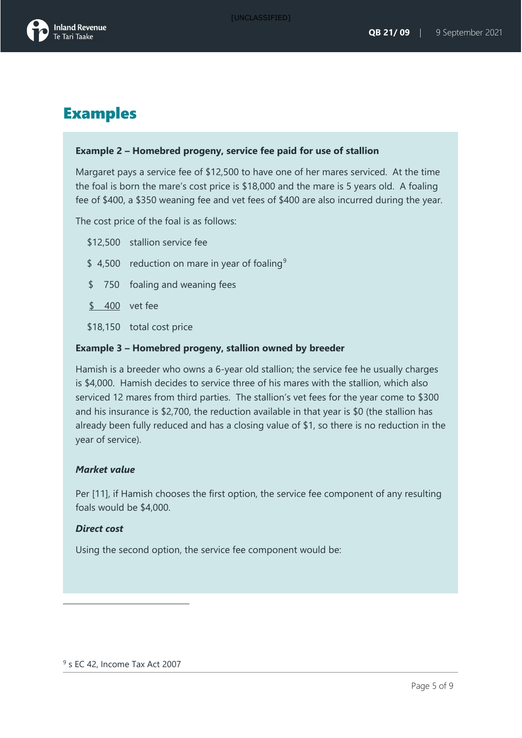# Examples

**Example 2 – Homebred progeny, service fee paid for use of stallion**

Margaret pays a service fee of $12,500 to have one of her mares serviced. At the time the foal is born the mare's cost price is $18,000 and the mare is 5 years old. A foaling fee of $400, a $350 weaning fee and vet fees of $400 are also incurred during the year.

The cost price of the foal is as follows:

| | |
|---|---|
| $12,500 | stallion service fee |
| $ 4,500 | reduction on mare in year of foaling[9] |
| $ 750 | foaling and weaning fees |
| $ 400 | vet fee |
| $18,150 | total cost price |

**Example 3 – Homebred progeny, stallion owned by breeder**

Hamish is a breeder who owns a 6-year old stallion; the service fee he usually charges is $4,000. Hamish decides to service three of his mares with the stallion, which also serviced 12 mares from third parties. The stallion's vet fees for the year come to $300 and his insurance is $2,700, the reduction available in that year is $0 (the stallion has already been fully reduced and has a closing value of $1, so there is no reduction in the year of service).

***Market value***

Per [11], if Hamish chooses the first option, the service fee component of any resulting foals would be $4,000.

***Direct cost***

Using the second option, the service fee component would be:

[9] s EC 42, Income Tax Act 2007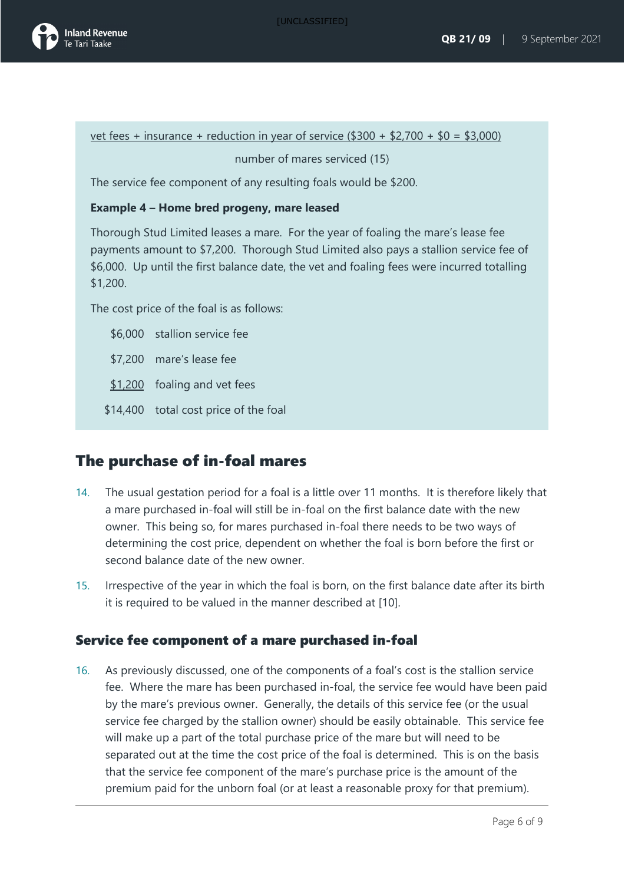vet fees + insurance + reduction in year of service ($300 + $2,700 + $0 = $3,000)

number of mares serviced (15)

The service fee component of any resulting foals would be $200.

**Example 4 – Home bred progeny, mare leased**

Thorough Stud Limited leases a mare. For the year of foaling the mare's lease fee payments amount to $7,200. Thorough Stud Limited also pays a stallion service fee of $6,000. Up until the first balance date, the vet and foaling fees were incurred totalling $1,200.

The cost price of the foal is as follows:

| | |
|---|---|
| $6,000 | stallion service fee |
| $7,200 | mare's lease fee |
| $1,200 | foaling and vet fees |
| $14,400 | total cost price of the foal |

## The purchase of in-foal mares

14. The usual gestation period for a foal is a little over 11 months. It is therefore likely that a mare purchased in-foal will still be in-foal on the first balance date with the new owner. This being so, for mares purchased in-foal there needs to be two ways of determining the cost price, dependent on whether the foal is born before the first or second balance date of the new owner.

15. Irrespective of the year in which the foal is born, on the first balance date after its birth it is required to be valued in the manner described at [10].

### Service fee component of a mare purchased in-foal

16. As previously discussed, one of the components of a foal's cost is the stallion service fee. Where the mare has been purchased in-foal, the service fee would have been paid by the mare's previous owner. Generally, the details of this service fee (or the usual service fee charged by the stallion owner) should be easily obtainable. This service fee will make up a part of the total purchase price of the mare but will need to be separated out at the time the cost price of the foal is determined. This is on the basis that the service fee component of the mare's purchase price is the amount of the premium paid for the unborn foal (or at least a reasonable proxy for that premium).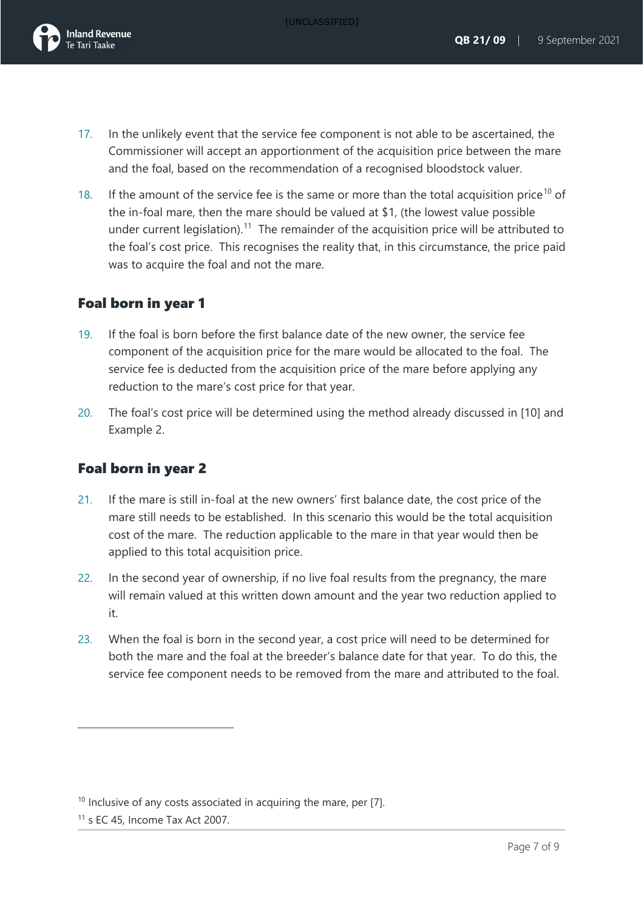17. In the unlikely event that the service fee component is not able to be ascertained, the Commissioner will accept an apportionment of the acquisition price between the mare and the foal, based on the recommendation of a recognised bloodstock valuer.

18. If the amount of the service fee is the same or more than the total acquisition price[10] of the in-foal mare, then the mare should be valued at $1, (the lowest value possible under current legislation).[11] The remainder of the acquisition price will be attributed to the foal's cost price. This recognises the reality that, in this circumstance, the price paid was to acquire the foal and not the mare.

## Foal born in year 1

19. If the foal is born before the first balance date of the new owner, the service fee component of the acquisition price for the mare would be allocated to the foal. The service fee is deducted from the acquisition price of the mare before applying any reduction to the mare's cost price for that year.

20. The foal's cost price will be determined using the method already discussed in [10] and Example 2.

## Foal born in year 2

21. If the mare is still in-foal at the new owners' first balance date, the cost price of the mare still needs to be established. In this scenario this would be the total acquisition cost of the mare. The reduction applicable to the mare in that year would then be applied to this total acquisition price.

22. In the second year of ownership, if no live foal results from the pregnancy, the mare will remain valued at this written down amount and the year two reduction applied to it.

23. When the foal is born in the second year, a cost price will need to be determined for both the mare and the foal at the breeder's balance date for that year. To do this, the service fee component needs to be removed from the mare and attributed to the foal.

---

[10] Inclusive of any costs associated in acquiring the mare, per [7].

[11] s EC 45, Income Tax Act 2007.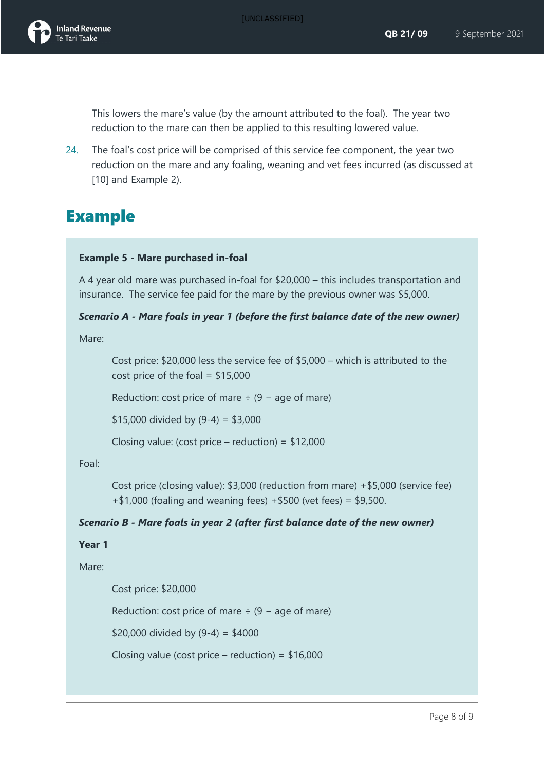This lowers the mare's value (by the amount attributed to the foal). The year two reduction to the mare can then be applied to this resulting lowered value.

24. The foal's cost price will be comprised of this service fee component, the year two reduction on the mare and any foaling, weaning and vet fees incurred (as discussed at [10] and Example 2).

## Example

**Example 5 - Mare purchased in-foal**

A 4 year old mare was purchased in-foal for $20,000 – this includes transportation and insurance. The service fee paid for the mare by the previous owner was $5,000.

***Scenario A - Mare foals in year 1 (before the first balance date of the new owner)***

Mare:

> Cost price: $20,000 less the service fee of $5,000 – which is attributed to the cost price of the foal = $15,000
>
> Reduction: cost price of mare ÷ (9 − age of mare)
>
> $15,000 divided by (9-4) = $3,000
>
> Closing value: (cost price – reduction) = $12,000

Foal:

> Cost price (closing value): $3,000 (reduction from mare) +$5,000 (service fee) +$1,000 (foaling and weaning fees) +$500 (vet fees) = $9,500.

***Scenario B - Mare foals in year 2 (after first balance date of the new owner)***

**Year 1**

Mare:

> Cost price: $20,000
>
> Reduction: cost price of mare ÷ (9 − age of mare)
>
> $20,000 divided by (9-4) = $4000
>
> Closing value (cost price – reduction) = $16,000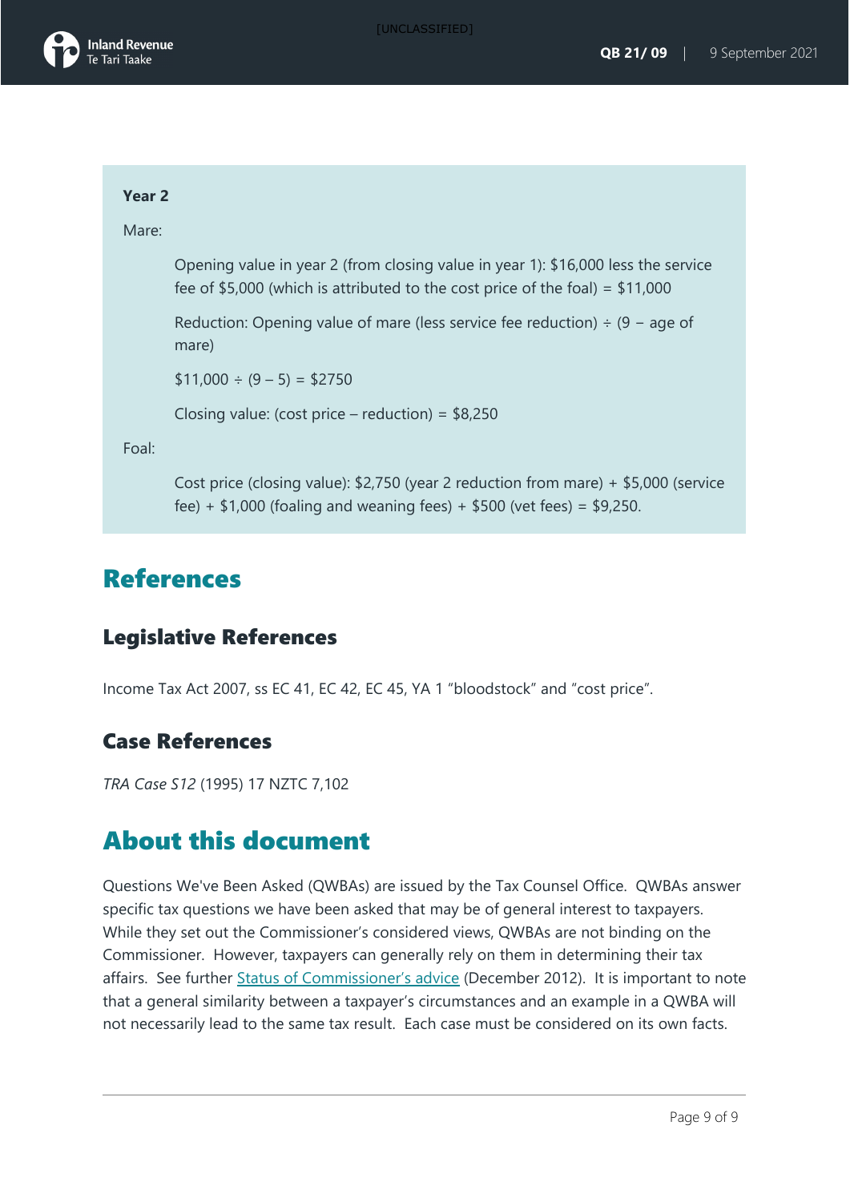**Year 2**

Mare:

> Opening value in year 2 (from closing value in year 1): $16,000 less the service fee of $5,000 (which is attributed to the cost price of the foal) = $11,000
>
> Reduction: Opening value of mare (less service fee reduction) ÷ (9 − age of mare)
>
> $11,000 ÷ (9 – 5) = $2750
>
> Closing value: (cost price – reduction) = $8,250

Foal:

> Cost price (closing value): $2,750 (year 2 reduction from mare) + $5,000 (service fee) + $1,000 (foaling and weaning fees) + $500 (vet fees) = $9,250.

# References

## Legislative References

Income Tax Act 2007, ss EC 41, EC 42, EC 45, YA 1 "bloodstock" and "cost price".

## Case References

*TRA Case S12* (1995) 17 NZTC 7,102

# About this document

Questions We've Been Asked (QWBAs) are issued by the Tax Counsel Office. QWBAs answer specific tax questions we have been asked that may be of general interest to taxpayers. While they set out the Commissioner's considered views, QWBAs are not binding on the Commissioner. However, taxpayers can generally rely on them in determining their tax affairs. See further Status of Commissioner's advice (December 2012). It is important to note that a general similarity between a taxpayer's circumstances and an example in a QWBA will not necessarily lead to the same tax result. Each case must be considered on its own facts.